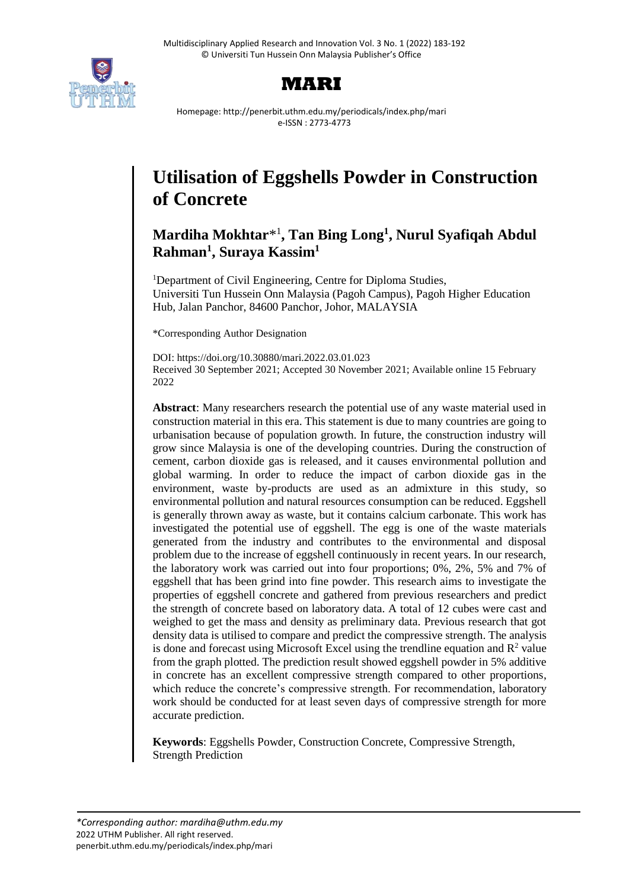# Utilisation of Eggshells Powder in Construction of Concrete

**Mardiha Mokhtar***[1]**, Tan Bing Long**[1]**, Nurul Syafiqah Abdul Rahman**[1]**, Suraya Kassim**[1]

[1]Department of Civil Engineering, Centre for Diploma Studies, Universiti Tun Hussein Onn Malaysia (Pagoh Campus), Pagoh Higher Education Hub, Jalan Panchor, 84600 Panchor, Johor, MALAYSIA

*Corresponding Author Designation

DOI: https://doi.org/10.30880/mari.2022.03.01.023
Received 30 September 2021; Accepted 30 November 2021; Available online 15 February 2022

**Abstract**: Many researchers research the potential use of any waste material used in construction material in this era. This statement is due to many countries are going to urbanisation because of population growth. In future, the construction industry will grow since Malaysia is one of the developing countries. During the construction of cement, carbon dioxide gas is released, and it causes environmental pollution and global warming. In order to reduce the impact of carbon dioxide gas in the environment, waste by-products are used as an admixture in this study, so environmental pollution and natural resources consumption can be reduced. Eggshell is generally thrown away as waste, but it contains calcium carbonate. This work has investigated the potential use of eggshell. The egg is one of the waste materials generated from the industry and contributes to the environmental and disposal problem due to the increase of eggshell continuously in recent years. In our research, the laboratory work was carried out into four proportions; 0%, 2%, 5% and 7% of eggshell that has been grind into fine powder. This research aims to investigate the properties of eggshell concrete and gathered from previous researchers and predict the strength of concrete based on laboratory data. A total of 12 cubes were cast and weighed to get the mass and density as preliminary data. Previous research that got density data is utilised to compare and predict the compressive strength. The analysis is done and forecast using Microsoft Excel using the trendline equation and $R^2$ value from the graph plotted. The prediction result showed eggshell powder in 5% additive in concrete has an excellent compressive strength compared to other proportions, which reduce the concrete's compressive strength. For recommendation, laboratory work should be conducted for at least seven days of compressive strength for more accurate prediction.

**Keywords**: Eggshells Powder, Construction Concrete, Compressive Strength, Strength Prediction

*\*Corresponding author: mardiha@uthm.edu.my*
2022 UTHM Publisher. All right reserved.
penerbit.uthm.edu.my/periodicals/index.php/mari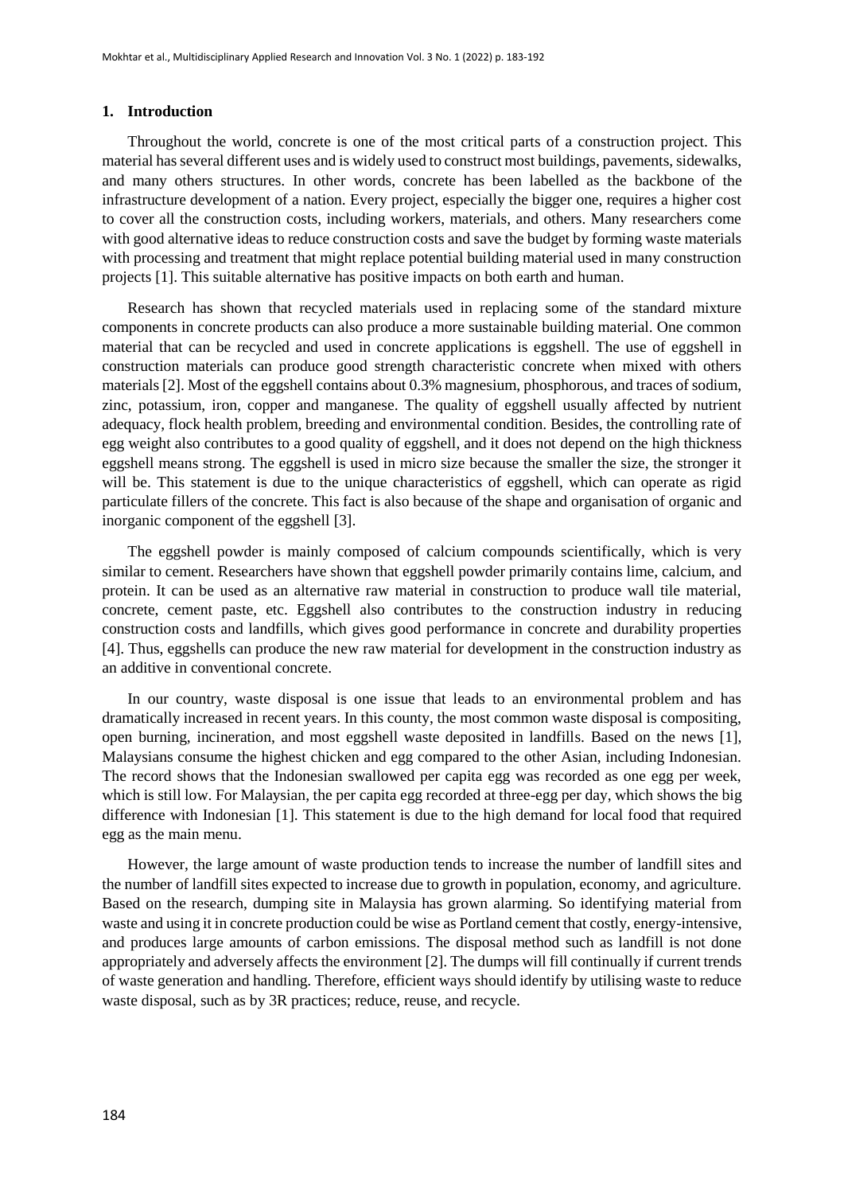## 1. Introduction

Throughout the world, concrete is one of the most critical parts of a construction project. This material has several different uses and is widely used to construct most buildings, pavements, sidewalks, and many others structures. In other words, concrete has been labelled as the backbone of the infrastructure development of a nation. Every project, especially the bigger one, requires a higher cost to cover all the construction costs, including workers, materials, and others. Many researchers come with good alternative ideas to reduce construction costs and save the budget by forming waste materials with processing and treatment that might replace potential building material used in many construction projects [1]. This suitable alternative has positive impacts on both earth and human.

Research has shown that recycled materials used in replacing some of the standard mixture components in concrete products can also produce a more sustainable building material. One common material that can be recycled and used in concrete applications is eggshell. The use of eggshell in construction materials can produce good strength characteristic concrete when mixed with others materials [2]. Most of the eggshell contains about 0.3% magnesium, phosphorous, and traces of sodium, zinc, potassium, iron, copper and manganese. The quality of eggshell usually affected by nutrient adequacy, flock health problem, breeding and environmental condition. Besides, the controlling rate of egg weight also contributes to a good quality of eggshell, and it does not depend on the high thickness eggshell means strong. The eggshell is used in micro size because the smaller the size, the stronger it will be. This statement is due to the unique characteristics of eggshell, which can operate as rigid particulate fillers of the concrete. This fact is also because of the shape and organisation of organic and inorganic component of the eggshell [3].

The eggshell powder is mainly composed of calcium compounds scientifically, which is very similar to cement. Researchers have shown that eggshell powder primarily contains lime, calcium, and protein. It can be used as an alternative raw material in construction to produce wall tile material, concrete, cement paste, etc. Eggshell also contributes to the construction industry in reducing construction costs and landfills, which gives good performance in concrete and durability properties [4]. Thus, eggshells can produce the new raw material for development in the construction industry as an additive in conventional concrete.

In our country, waste disposal is one issue that leads to an environmental problem and has dramatically increased in recent years. In this county, the most common waste disposal is compositing, open burning, incineration, and most eggshell waste deposited in landfills. Based on the news [1], Malaysians consume the highest chicken and egg compared to the other Asian, including Indonesian. The record shows that the Indonesian swallowed per capita egg was recorded as one egg per week, which is still low. For Malaysian, the per capita egg recorded at three-egg per day, which shows the big difference with Indonesian [1]. This statement is due to the high demand for local food that required egg as the main menu.

However, the large amount of waste production tends to increase the number of landfill sites and the number of landfill sites expected to increase due to growth in population, economy, and agriculture. Based on the research, dumping site in Malaysia has grown alarming. So identifying material from waste and using it in concrete production could be wise as Portland cement that costly, energy-intensive, and produces large amounts of carbon emissions. The disposal method such as landfill is not done appropriately and adversely affects the environment [2]. The dumps will fill continually if current trends of waste generation and handling. Therefore, efficient ways should identify by utilising waste to reduce waste disposal, such as by 3R practices; reduce, reuse, and recycle.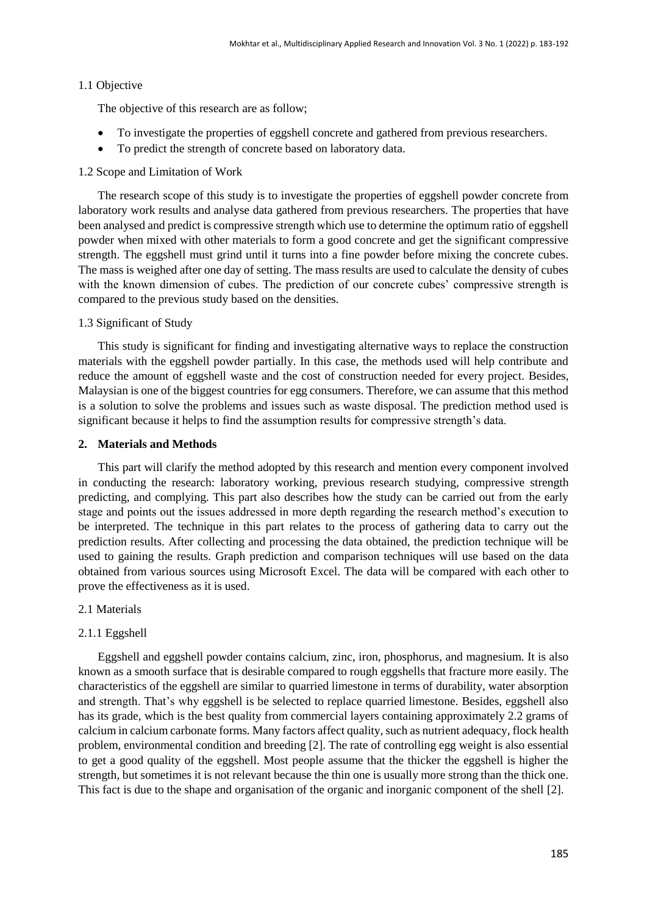### 1.1 Objective

The objective of this research are as follow;

- To investigate the properties of eggshell concrete and gathered from previous researchers.
- To predict the strength of concrete based on laboratory data.

### 1.2 Scope and Limitation of Work

The research scope of this study is to investigate the properties of eggshell powder concrete from laboratory work results and analyse data gathered from previous researchers. The properties that have been analysed and predict is compressive strength which use to determine the optimum ratio of eggshell powder when mixed with other materials to form a good concrete and get the significant compressive strength. The eggshell must grind until it turns into a fine powder before mixing the concrete cubes. The mass is weighed after one day of setting. The mass results are used to calculate the density of cubes with the known dimension of cubes. The prediction of our concrete cubes' compressive strength is compared to the previous study based on the densities.

### 1.3 Significant of Study

This study is significant for finding and investigating alternative ways to replace the construction materials with the eggshell powder partially. In this case, the methods used will help contribute and reduce the amount of eggshell waste and the cost of construction needed for every project. Besides, Malaysian is one of the biggest countries for egg consumers. Therefore, we can assume that this method is a solution to solve the problems and issues such as waste disposal. The prediction method used is significant because it helps to find the assumption results for compressive strength's data.

## 2. Materials and Methods

This part will clarify the method adopted by this research and mention every component involved in conducting the research: laboratory working, previous research studying, compressive strength predicting, and complying. This part also describes how the study can be carried out from the early stage and points out the issues addressed in more depth regarding the research method's execution to be interpreted. The technique in this part relates to the process of gathering data to carry out the prediction results. After collecting and processing the data obtained, the prediction technique will be used to gaining the results. Graph prediction and comparison techniques will use based on the data obtained from various sources using Microsoft Excel. The data will be compared with each other to prove the effectiveness as it is used.

### 2.1 Materials

#### 2.1.1 Eggshell

Eggshell and eggshell powder contains calcium, zinc, iron, phosphorus, and magnesium. It is also known as a smooth surface that is desirable compared to rough eggshells that fracture more easily. The characteristics of the eggshell are similar to quarried limestone in terms of durability, water absorption and strength. That's why eggshell is be selected to replace quarried limestone. Besides, eggshell also has its grade, which is the best quality from commercial layers containing approximately 2.2 grams of calcium in calcium carbonate forms. Many factors affect quality, such as nutrient adequacy, flock health problem, environmental condition and breeding [2]. The rate of controlling egg weight is also essential to get a good quality of the eggshell. Most people assume that the thicker the eggshell is higher the strength, but sometimes it is not relevant because the thin one is usually more strong than the thick one. This fact is due to the shape and organisation of the organic and inorganic component of the shell [2].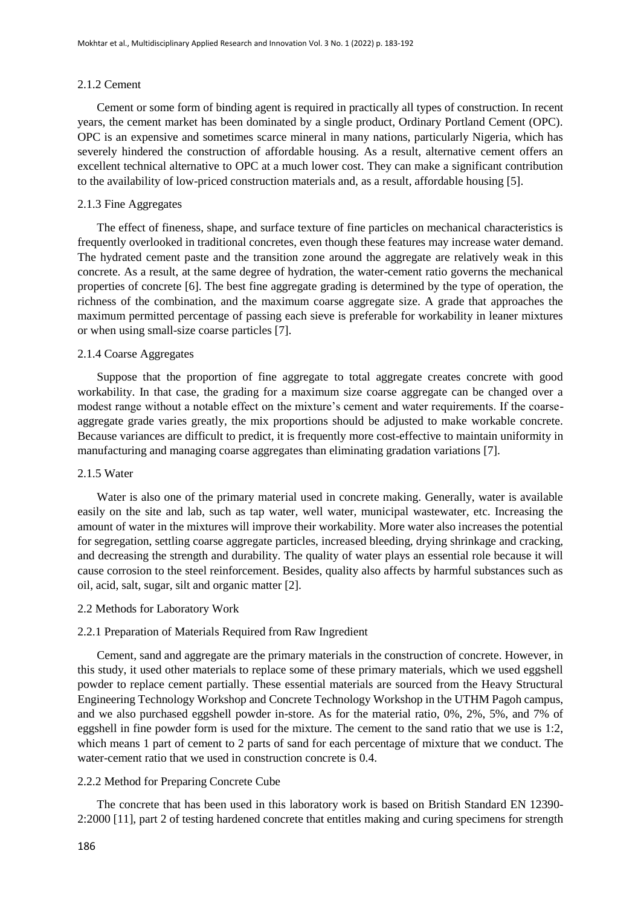#### 2.1.2 Cement

Cement or some form of binding agent is required in practically all types of construction. In recent years, the cement market has been dominated by a single product, Ordinary Portland Cement (OPC). OPC is an expensive and sometimes scarce mineral in many nations, particularly Nigeria, which has severely hindered the construction of affordable housing. As a result, alternative cement offers an excellent technical alternative to OPC at a much lower cost. They can make a significant contribution to the availability of low-priced construction materials and, as a result, affordable housing [5].

#### 2.1.3 Fine Aggregates

The effect of fineness, shape, and surface texture of fine particles on mechanical characteristics is frequently overlooked in traditional concretes, even though these features may increase water demand. The hydrated cement paste and the transition zone around the aggregate are relatively weak in this concrete. As a result, at the same degree of hydration, the water-cement ratio governs the mechanical properties of concrete [6]. The best fine aggregate grading is determined by the type of operation, the richness of the combination, and the maximum coarse aggregate size. A grade that approaches the maximum permitted percentage of passing each sieve is preferable for workability in leaner mixtures or when using small-size coarse particles [7].

#### 2.1.4 Coarse Aggregates

Suppose that the proportion of fine aggregate to total aggregate creates concrete with good workability. In that case, the grading for a maximum size coarse aggregate can be changed over a modest range without a notable effect on the mixture's cement and water requirements. If the coarse-aggregate grade varies greatly, the mix proportions should be adjusted to make workable concrete. Because variances are difficult to predict, it is frequently more cost-effective to maintain uniformity in manufacturing and managing coarse aggregates than eliminating gradation variations [7].

#### 2.1.5 Water

Water is also one of the primary material used in concrete making. Generally, water is available easily on the site and lab, such as tap water, well water, municipal wastewater, etc. Increasing the amount of water in the mixtures will improve their workability. More water also increases the potential for segregation, settling coarse aggregate particles, increased bleeding, drying shrinkage and cracking, and decreasing the strength and durability. The quality of water plays an essential role because it will cause corrosion to the steel reinforcement. Besides, quality also affects by harmful substances such as oil, acid, salt, sugar, silt and organic matter [2].

### 2.2 Methods for Laboratory Work

#### 2.2.1 Preparation of Materials Required from Raw Ingredient

Cement, sand and aggregate are the primary materials in the construction of concrete. However, in this study, it used other materials to replace some of these primary materials, which we used eggshell powder to replace cement partially. These essential materials are sourced from the Heavy Structural Engineering Technology Workshop and Concrete Technology Workshop in the UTHM Pagoh campus, and we also purchased eggshell powder in-store. As for the material ratio, 0%, 2%, 5%, and 7% of eggshell in fine powder form is used for the mixture. The cement to the sand ratio that we use is 1:2, which means 1 part of cement to 2 parts of sand for each percentage of mixture that we conduct. The water-cement ratio that we used in construction concrete is 0.4.

#### 2.2.2 Method for Preparing Concrete Cube

The concrete that has been used in this laboratory work is based on British Standard EN 12390-2:2000 [11], part 2 of testing hardened concrete that entitles making and curing specimens for strength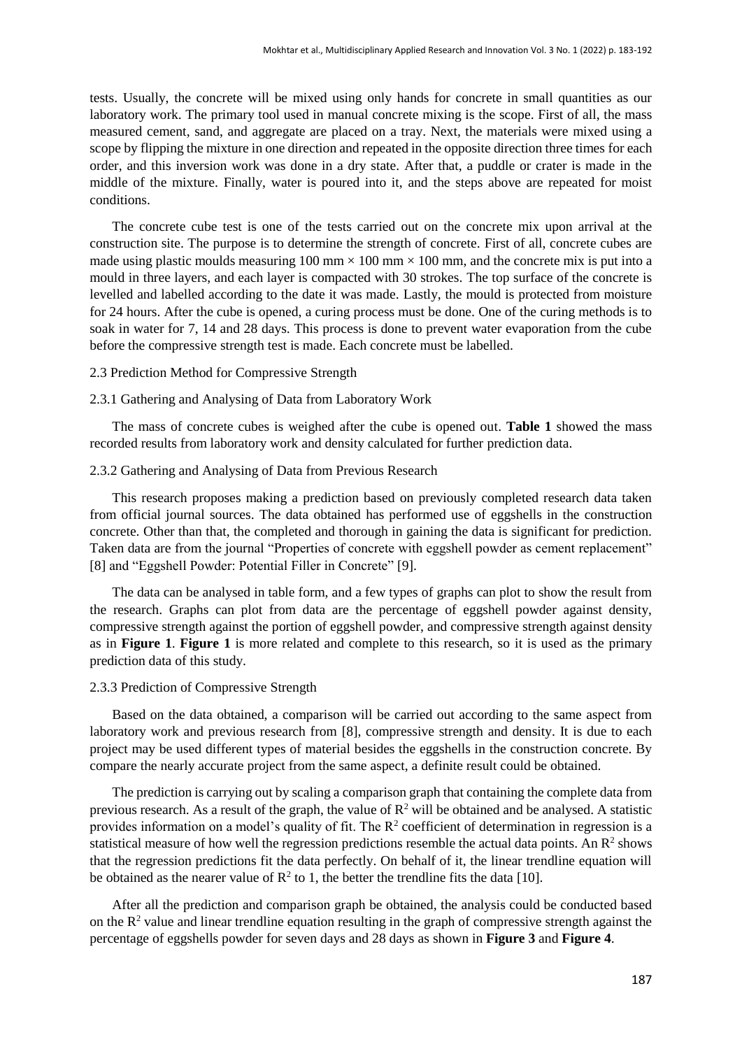tests. Usually, the concrete will be mixed using only hands for concrete in small quantities as our laboratory work. The primary tool used in manual concrete mixing is the scope. First of all, the mass measured cement, sand, and aggregate are placed on a tray. Next, the materials were mixed using a scope by flipping the mixture in one direction and repeated in the opposite direction three times for each order, and this inversion work was done in a dry state. After that, a puddle or crater is made in the middle of the mixture. Finally, water is poured into it, and the steps above are repeated for moist conditions.

The concrete cube test is one of the tests carried out on the concrete mix upon arrival at the construction site. The purpose is to determine the strength of concrete. First of all, concrete cubes are made using plastic moulds measuring 100 mm × 100 mm × 100 mm, and the concrete mix is put into a mould in three layers, and each layer is compacted with 30 strokes. The top surface of the concrete is levelled and labelled according to the date it was made. Lastly, the mould is protected from moisture for 24 hours. After the cube is opened, a curing process must be done. One of the curing methods is to soak in water for 7, 14 and 28 days. This process is done to prevent water evaporation from the cube before the compressive strength test is made. Each concrete must be labelled.

### 2.3 Prediction Method for Compressive Strength

#### 2.3.1 Gathering and Analysing of Data from Laboratory Work

The mass of concrete cubes is weighed after the cube is opened out. **Table 1** showed the mass recorded results from laboratory work and density calculated for further prediction data.

#### 2.3.2 Gathering and Analysing of Data from Previous Research

This research proposes making a prediction based on previously completed research data taken from official journal sources. The data obtained has performed use of eggshells in the construction concrete. Other than that, the completed and thorough in gaining the data is significant for prediction. Taken data are from the journal "Properties of concrete with eggshell powder as cement replacement" [8] and "Eggshell Powder: Potential Filler in Concrete" [9].

The data can be analysed in table form, and a few types of graphs can plot to show the result from the research. Graphs can plot from data are the percentage of eggshell powder against density, compressive strength against the portion of eggshell powder, and compressive strength against density as in **Figure 1**. **Figure 1** is more related and complete to this research, so it is used as the primary prediction data of this study.

#### 2.3.3 Prediction of Compressive Strength

Based on the data obtained, a comparison will be carried out according to the same aspect from laboratory work and previous research from [8], compressive strength and density. It is due to each project may be used different types of material besides the eggshells in the construction concrete. By compare the nearly accurate project from the same aspect, a definite result could be obtained.

The prediction is carrying out by scaling a comparison graph that containing the complete data from previous research. As a result of the graph, the value of $R^2$ will be obtained and be analysed. A statistic provides information on a model's quality of fit. The $R^2$ coefficient of determination in regression is a statistical measure of how well the regression predictions resemble the actual data points. An $R^2$ shows that the regression predictions fit the data perfectly. On behalf of it, the linear trendline equation will be obtained as the nearer value of $R^2$ to 1, the better the trendline fits the data [10].

After all the prediction and comparison graph be obtained, the analysis could be conducted based on the $R^2$ value and linear trendline equation resulting in the graph of compressive strength against the percentage of eggshells powder for seven days and 28 days as shown in **Figure 3** and **Figure 4**.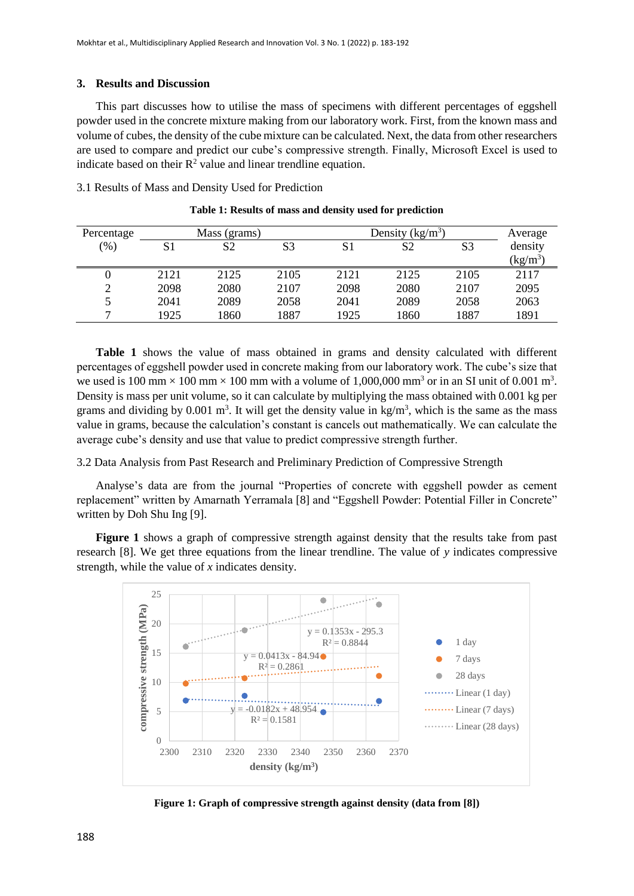## 3. Results and Discussion

This part discusses how to utilise the mass of specimens with different percentages of eggshell powder used in the concrete mixture making from our laboratory work. First, from the known mass and volume of cubes, the density of the cube mixture can be calculated. Next, the data from other researchers are used to compare and predict our cube's compressive strength. Finally, Microsoft Excel is used to indicate based on their $R^2$ value and linear trendline equation.

### 3.1 Results of Mass and Density Used for Prediction

**Table 1: Results of mass and density used for prediction**

| Percentage (%) | Mass (grams) | | | Density ($kg/m^3$) | | | Average density ($kg/m^3$) |
|---|---|---|---|---|---|---|---|
| | S1 | S2 | S3 | S1 | S2 | S3 | |
| 0 | 2121 | 2125 | 2105 | 2121 | 2125 | 2105 | 2117 |
| 2 | 2098 | 2080 | 2107 | 2098 | 2080 | 2107 | 2095 |
| 5 | 2041 | 2089 | 2058 | 2041 | 2089 | 2058 | 2063 |
| 7 | 1925 | 1860 | 1887 | 1925 | 1860 | 1887 | 1891 |

**Table 1** shows the value of mass obtained in grams and density calculated with different percentages of eggshell powder used in concrete making from our laboratory work. The cube's size that we used is 100 mm × 100 mm × 100 mm with a volume of 1,000,000 $mm^3$ or in an SI unit of 0.001 $m^3$. Density is mass per unit volume, so it can calculate by multiplying the mass obtained with 0.001 kg per grams and dividing by 0.001 $m^3$. It will get the density value in $kg/m^3$, which is the same as the mass value in grams, because the calculation's constant is cancels out mathematically. We can calculate the average cube's density and use that value to predict compressive strength further.

### 3.2 Data Analysis from Past Research and Preliminary Prediction of Compressive Strength

Analyse's data are from the journal "Properties of concrete with eggshell powder as cement replacement" written by Amarnath Yerramala [8] and "Eggshell Powder: Potential Filler in Concrete" written by Doh Shu Ing [9].

**Figure 1** shows a graph of compressive strength against density that the results take from past research [8]. We get three equations from the linear trendline. The value of *y* indicates compressive strength, while the value of *x* indicates density.

**Figure 1: Graph of compressive strength against density (data from [8])**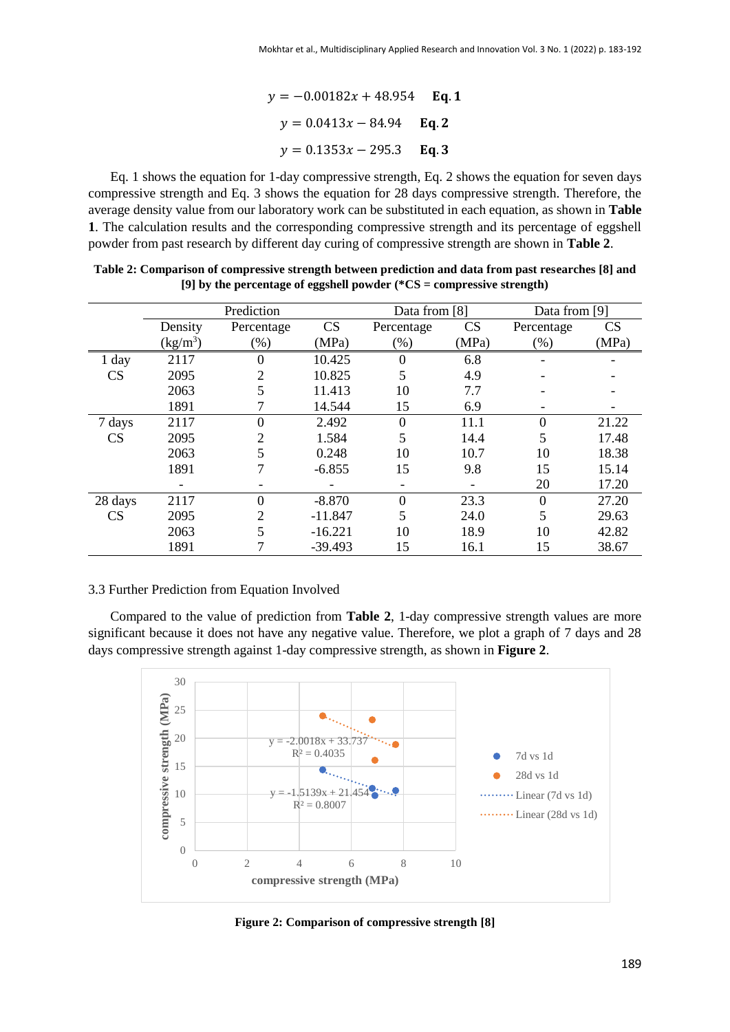$$y = -0.00182x + 48.954 \quad \textbf{Eq. 1}$$

$$y = 0.0413x - 84.94 \quad \textbf{Eq. 2}$$

$$y = 0.1353x - 295.3 \quad \textbf{Eq. 3}$$

Eq. 1 shows the equation for 1-day compressive strength, Eq. 2 shows the equation for seven days compressive strength and Eq. 3 shows the equation for 28 days compressive strength. Therefore, the average density value from our laboratory work can be substituted in each equation, as shown in **Table 1**. The calculation results and the corresponding compressive strength and its percentage of eggshell powder from past research by different day curing of compressive strength are shown in **Table 2**.

**Table 2: Comparison of compressive strength between prediction and data from past researches [8] and [9] by the percentage of eggshell powder (*CS = compressive strength)**

| | Prediction | | | Data from [8] | | Data from [9] | |
|---|---|---|---|---|---|---|---|
| | Density ($kg/m^3$) | Percentage (%) | CS (MPa) | Percentage (%) | CS (MPa) | Percentage (%) | CS (MPa) |
| 1 day CS | 2117 | 0 | 10.425 | 0 | 6.8 | - | - |
| | 2095 | 2 | 10.825 | 5 | 4.9 | - | - |
| | 2063 | 5 | 11.413 | 10 | 7.7 | - | - |
| | 1891 | 7 | 14.544 | 15 | 6.9 | - | - |
| 7 days CS | 2117 | 0 | 2.492 | 0 | 11.1 | 0 | 21.22 |
| | 2095 | 2 | 1.584 | 5 | 14.4 | 5 | 17.48 |
| | 2063 | 5 | 0.248 | 10 | 10.7 | 10 | 18.38 |
| | 1891 | 7 | -6.855 | 15 | 9.8 | 15 | 15.14 |
| | - | - | - | - | - | 20 | 17.20 |
| 28 days CS | 2117 | 0 | -8.870 | 0 | 23.3 | 0 | 27.20 |
| | 2095 | 2 | -11.847 | 5 | 24.0 | 5 | 29.63 |
| | 2063 | 5 | -16.221 | 10 | 18.9 | 10 | 42.82 |
| | 1891 | 7 | -39.493 | 15 | 16.1 | 15 | 38.67 |

3.3 Further Prediction from Equation Involved

Compared to the value of prediction from **Table 2**, 1-day compressive strength values are more significant because it does not have any negative value. Therefore, we plot a graph of 7 days and 28 days compressive strength against 1-day compressive strength, as shown in **Figure 2**.

**Figure 2: Comparison of compressive strength [8]**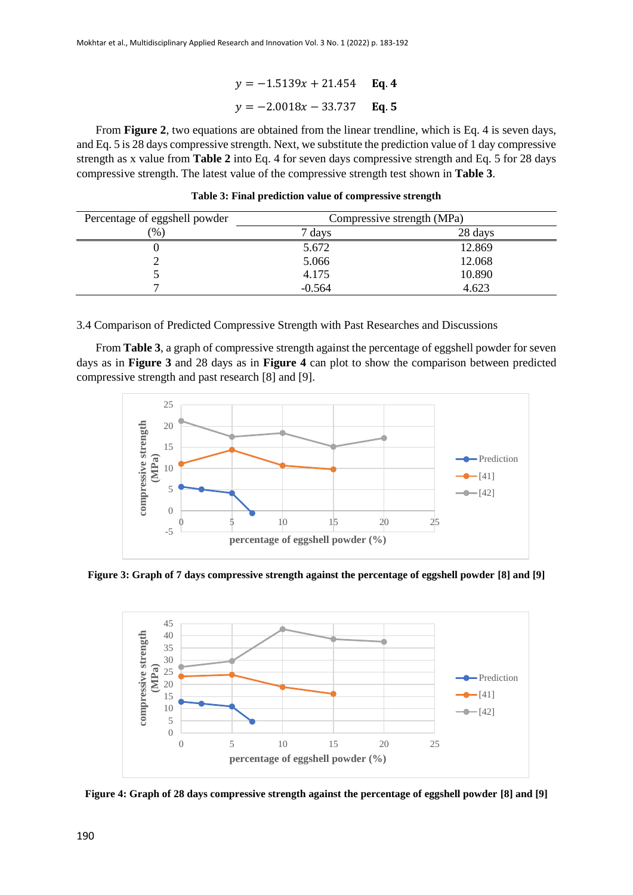$$y = -1.5139x + 21.454 \quad \textbf{Eq. 4}$$

$$y = -2.0018x - 33.737 \quad \textbf{Eq. 5}$$

From **Figure 2**, two equations are obtained from the linear trendline, which is Eq. 4 is seven days, and Eq. 5 is 28 days compressive strength. Next, we substitute the prediction value of 1 day compressive strength as x value from **Table 2** into Eq. 4 for seven days compressive strength and Eq. 5 for 28 days compressive strength. The latest value of the compressive strength test shown in **Table 3**.

**Table 3: Final prediction value of compressive strength**

| Percentage of eggshell powder (%) | Compressive strength (MPa) | |
|---|---|---|
| | 7 days | 28 days |
| 0 | 5.672 | 12.869 |
| 2 | 5.066 | 12.068 |
| 5 | 4.175 | 10.890 |
| 7 | -0.564 | 4.623 |

3.4 Comparison of Predicted Compressive Strength with Past Researches and Discussions

From **Table 3**, a graph of compressive strength against the percentage of eggshell powder for seven days as in **Figure 3** and 28 days as in **Figure 4** can plot to show the comparison between predicted compressive strength and past research [8] and [9].

**Figure 3: Graph of 7 days compressive strength against the percentage of eggshell powder [8] and [9]**

**Figure 4: Graph of 28 days compressive strength against the percentage of eggshell powder [8] and [9]**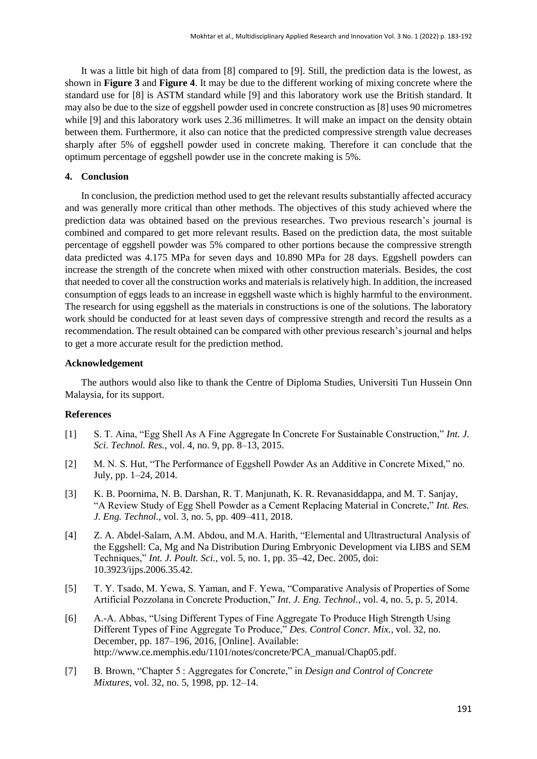It was a little bit high of data from [8] compared to [9]. Still, the prediction data is the lowest, as shown in **Figure 3** and **Figure 4**. It may be due to the different working of mixing concrete where the standard use for [8] is ASTM standard while [9] and this laboratory work use the British standard. It may also be due to the size of eggshell powder used in concrete construction as [8] uses 90 micrometres while [9] and this laboratory work uses 2.36 millimetres. It will make an impact on the density obtain between them. Furthermore, it also can notice that the predicted compressive strength value decreases sharply after 5% of eggshell powder used in concrete making. Therefore it can conclude that the optimum percentage of eggshell powder use in the concrete making is 5%.

## 4. Conclusion

In conclusion, the prediction method used to get the relevant results substantially affected accuracy and was generally more critical than other methods. The objectives of this study achieved where the prediction data was obtained based on the previous researches. Two previous research's journal is combined and compared to get more relevant results. Based on the prediction data, the most suitable percentage of eggshell powder was 5% compared to other portions because the compressive strength data predicted was 4.175 MPa for seven days and 10.890 MPa for 28 days. Eggshell powders can increase the strength of the concrete when mixed with other construction materials. Besides, the cost that needed to cover all the construction works and materials is relatively high. In addition, the increased consumption of eggs leads to an increase in eggshell waste which is highly harmful to the environment. The research for using eggshell as the materials in constructions is one of the solutions. The laboratory work should be conducted for at least seven days of compressive strength and record the results as a recommendation. The result obtained can be compared with other previous research's journal and helps to get a more accurate result for the prediction method.

## Acknowledgement

The authors would also like to thank the Centre of Diploma Studies, Universiti Tun Hussein Onn Malaysia, for its support.

## References

[1] S. T. Aina, "Egg Shell As A Fine Aggregate In Concrete For Sustainable Construction," *Int. J. Sci. Technol. Res.*, vol. 4, no. 9, pp. 8–13, 2015.

[2] M. N. S. Hut, "The Performance of Eggshell Powder As an Additive in Concrete Mixed," no. July, pp. 1–24, 2014.

[3] K. B. Poornima, N. B. Darshan, R. T. Manjunath, K. R. Revanasiddappa, and M. T. Sanjay, "A Review Study of Egg Shell Powder as a Cement Replacing Material in Concrete," *Int. Res. J. Eng. Technol.*, vol. 3, no. 5, pp. 409–411, 2018.

[4] Z. A. Abdel-Salam, A.M. Abdou, and M.A. Harith, "Elemental and Ultrastructural Analysis of the Eggshell: Ca, Mg and Na Distribution During Embryonic Development via LIBS and SEM Techniques," *Int. J. Poult. Sci.*, vol. 5, no. 1, pp. 35–42, Dec. 2005, doi: 10.3923/ijps.2006.35.42.

[5] T. Y. Tsado, M. Yewa, S. Yaman, and F. Yewa, "Comparative Analysis of Properties of Some Artificial Pozzolana in Concrete Production," *Int. J. Eng. Technol.*, vol. 4, no. 5, p. 5, 2014.

[6] A.-A. Abbas, "Using Different Types of Fine Aggregate To Produce High Strength Using Different Types of Fine Aggregate To Produce," *Des. Control Concr. Mix.*, vol. 32, no. December, pp. 187–196, 2016, [Online]. Available: http://www.ce.memphis.edu/1101/notes/concrete/PCA_manual/Chap05.pdf.

[7] B. Brown, "Chapter 5 : Aggregates for Concrete," in *Design and Control of Concrete Mixtures*, vol. 32, no. 5, 1998, pp. 12–14.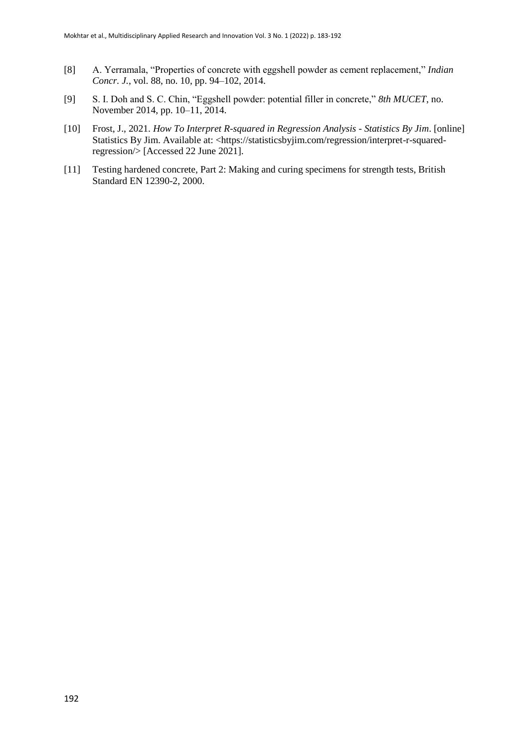[8] A. Yerramala, "Properties of concrete with eggshell powder as cement replacement," *Indian Concr. J.*, vol. 88, no. 10, pp. 94–102, 2014.

[9] S. I. Doh and S. C. Chin, "Eggshell powder: potential filler in concrete," *8th MUCET*, no. November 2014, pp. 10–11, 2014.

[10] Frost, J., 2021. *How To Interpret R-squared in Regression Analysis - Statistics By Jim*. [online] Statistics By Jim. Available at: <https://statisticsbyjim.com/regression/interpret-r-squared-regression/> [Accessed 22 June 2021].

[11] Testing hardened concrete, Part 2: Making and curing specimens for strength tests, British Standard EN 12390-2, 2000.